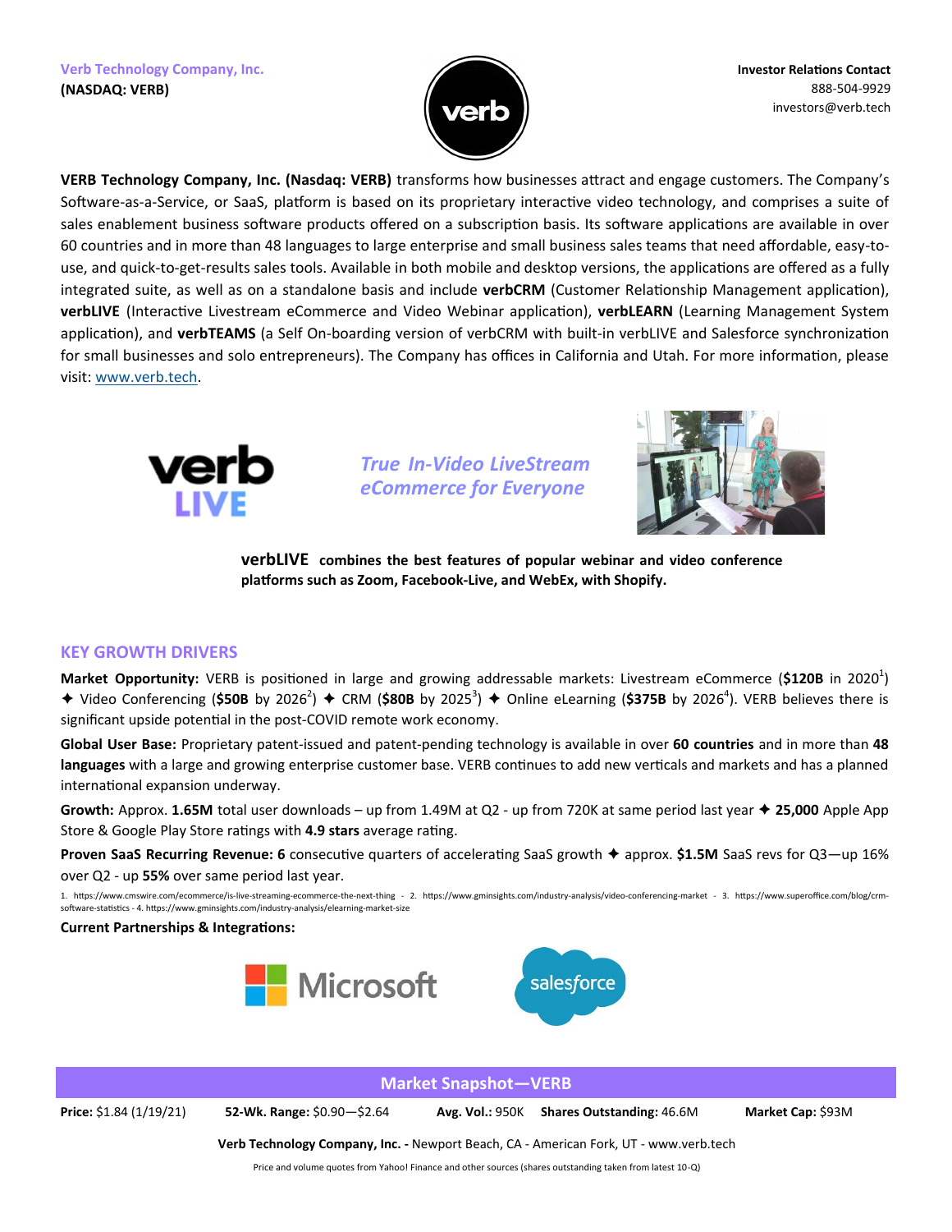**Verb Technology Company, Inc.**
**(NASDAQ: VERB)**

**Investor Relations Contact**
888-504-9929
investors@verb.tech

**VERB Technology Company, Inc. (Nasdaq: VERB)** transforms how businesses attract and engage customers. The Company's Software-as-a-Service, or SaaS, platform is based on its proprietary interactive video technology, and comprises a suite of sales enablement business software products offered on a subscription basis. Its software applications are available in over 60 countries and in more than 48 languages to large enterprise and small business sales teams that need affordable, easy-to-use, and quick-to-get-results sales tools. Available in both mobile and desktop versions, the applications are offered as a fully integrated suite, as well as on a standalone basis and include **verbCRM** (Customer Relationship Management application), **verbLIVE** (Interactive Livestream eCommerce and Video Webinar application), **verbLEARN** (Learning Management System application), and **verbTEAMS** (a Self On-boarding version of verbCRM with built-in verbLIVE and Salesforce synchronization for small businesses and solo entrepreneurs). The Company has offices in California and Utah. For more information, please visit: www.verb.tech.

verb LIVE

*True In-Video LiveStream eCommerce for Everyone*

**verbLIVE combines the best features of popular webinar and video conference platforms such as Zoom, Facebook-Live, and WebEx, with Shopify.**

## KEY GROWTH DRIVERS

**Market Opportunity:** VERB is positioned in large and growing addressable markets: Livestream eCommerce (**$120B** in 2020[1]) ✦ Video Conferencing (**$50B** by 2026[2]) ✦ CRM (**$80B** by 2025[3]) ✦ Online eLearning (**$375B** by 2026[4]). VERB believes there is significant upside potential in the post-COVID remote work economy.

**Global User Base:** Proprietary patent-issued and patent-pending technology is available in over **60 countries** and in more than **48 languages** with a large and growing enterprise customer base. VERB continues to add new verticals and markets and has a planned international expansion underway.

**Growth:** Approx. **1.65M** total user downloads – up from 1.49M at Q2 - up from 720K at same period last year ✦ **25,000** Apple App Store & Google Play Store ratings with **4.9 stars** average rating.

**Proven SaaS Recurring Revenue: 6** consecutive quarters of accelerating SaaS growth ✦ approx. **$1.5M** SaaS revs for Q3—up 16% over Q2 - up **55%** over same period last year.

1. https://www.cmswire.com/ecommerce/is-live-streaming-ecommerce-the-next-thing - 2. https://www.gminsights.com/industry-analysis/video-conferencing-market - 3. https://www.superoffice.com/blog/crm-software-statistics - 4. https://www.gminsights.com/industry-analysis/elearning-market-size

**Current Partnerships & Integrations:**

Microsoft    salesforce

## Market Snapshot—VERB

**Price:** $1.84 (1/19/21) **52-Wk. Range:** $0.90—$2.64 **Avg. Vol.:** 950K **Shares Outstanding:** 46.6M **Market Cap:** $93M

**Verb Technology Company, Inc. -** Newport Beach, CA - American Fork, UT - www.verb.tech

Price and volume quotes from Yahoo! Finance and other sources (shares outstanding taken from latest 10-Q)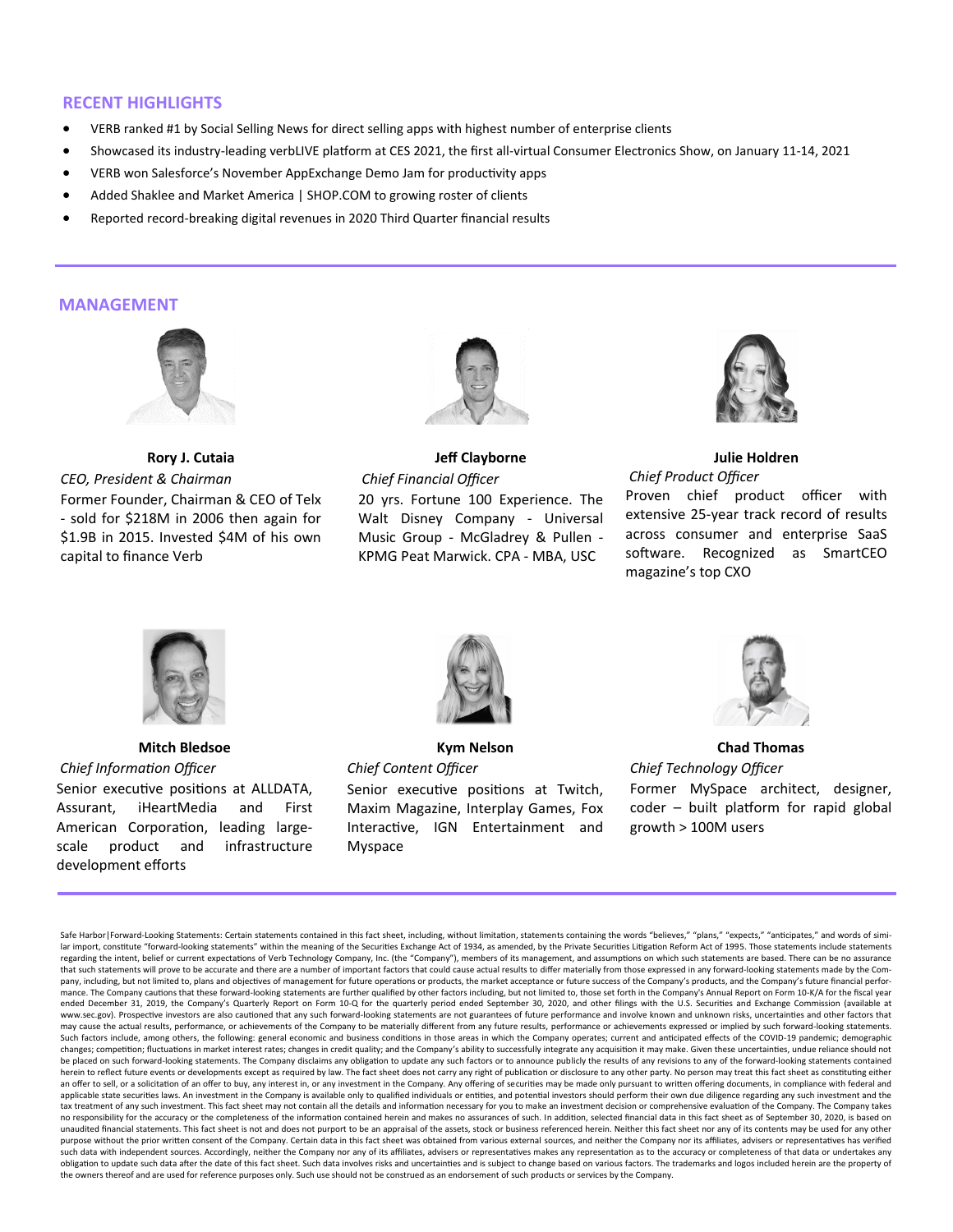## RECENT HIGHLIGHTS

- VERB ranked #1 by Social Selling News for direct selling apps with highest number of enterprise clients
- Showcased its industry-leading verbLIVE platform at CES 2021, the first all-virtual Consumer Electronics Show, on January 11-14, 2021
- VERB won Salesforce's November AppExchange Demo Jam for productivity apps
- Added Shaklee and Market America | SHOP.COM to growing roster of clients
- Reported record-breaking digital revenues in 2020 Third Quarter financial results

## MANAGEMENT

**Rory J. Cutaia**
*CEO, President & Chairman*
Former Founder, Chairman & CEO of Telx - sold for $218M in 2006 then again for $1.9B in 2015. Invested $4M of his own capital to finance Verb

**Jeff Clayborne**
*Chief Financial Officer*
20 yrs. Fortune 100 Experience. The Walt Disney Company - Universal Music Group - McGladrey & Pullen - KPMG Peat Marwick. CPA - MBA, USC

**Julie Holdren**
*Chief Product Officer*
Proven chief product officer with extensive 25-year track record of results across consumer and enterprise SaaS software. Recognized as SmartCEO magazine's top CXO

**Mitch Bledsoe**
*Chief Information Officer*
Senior executive positions at ALLDATA, Assurant, iHeartMedia and First American Corporation, leading large-scale product and infrastructure development efforts

**Kym Nelson**
*Chief Content Officer*
Senior executive positions at Twitch, Maxim Magazine, Interplay Games, Fox Interactive, IGN Entertainment and Myspace

**Chad Thomas**
*Chief Technology Officer*
Former MySpace architect, designer, coder – built platform for rapid global growth > 100M users

Safe Harbor|Forward-Looking Statements: Certain statements contained in this fact sheet, including, without limitation, statements containing the words "believes," "plans," "expects," "anticipates," and words of similar import, constitute "forward-looking statements" within the meaning of the Securities Exchange Act of 1934, as amended, by the Private Securities Litigation Reform Act of 1995. Those statements include statements regarding the intent, belief or current expectations of Verb Technology Company, Inc. (the "Company"), members of its management, and assumptions on which such statements are based. There can be no assurance that such statements will prove to be accurate and there are a number of important factors that could cause actual results to differ materially from those expressed in any forward-looking statements made by the Company, including, but not limited to, plans and objectives of management for future operations or products, the market acceptance or future success of the Company's products, and the Company's future financial performance. The Company cautions that these forward-looking statements are further qualified by other factors including, but not limited to, those set forth in the Company's Annual Report on Form 10-K/A for the fiscal year ended December 31, 2019, the Company's Quarterly Report on Form 10-Q for the quarterly period ended September 30, 2020, and other filings with the U.S. Securities and Exchange Commission (available at www.sec.gov). Prospective investors are also cautioned that any such forward-looking statements are not guarantees of future performance and involve known and unknown risks, uncertainties and other factors that may cause the actual results, performance, or achievements of the Company to be materially different from any future results, performance or achievements expressed or implied by such forward-looking statements. Such factors include, among others, the following: general economic and business conditions in those areas in which the Company operates; current and anticipated effects of the COVID-19 pandemic; demographic changes; competition; fluctuations in market interest rates; changes in credit quality; and the Company's ability to successfully integrate any acquisition it may make. Given these uncertainties, undue reliance should not be placed on such forward-looking statements. The Company disclaims any obligation to update any such factors or to announce publicly the results of any revisions to any of the forward-looking statements contained herein to reflect future events or developments except as required by law. The fact sheet does not carry any right of publication or disclosure to any other party. No person may treat this fact sheet as constituting either an offer to sell, or a solicitation of an offer to buy, any interest in, or any investment in the Company. Any offering of securities may be made only pursuant to written offering documents, in compliance with federal and applicable state securities laws. An investment in the Company is available only to qualified individuals or entities, and potential investors should perform their own due diligence regarding any such investment and the tax treatment of any such investment. This fact sheet may not contain all the details and information necessary for you to make an investment decision or comprehensive evaluation of the Company. The Company takes no responsibility for the accuracy or the completeness of the information contained herein and makes no assurances of such. In addition, selected financial data in this fact sheet as of September 30, 2020, is based on unaudited financial statements. This fact sheet is not and does not purport to be an appraisal of the assets, stock or business referenced herein. Neither this fact sheet nor any of its contents may be used for any other purpose without the prior written consent of the Company. Certain data in this fact sheet was obtained from various external sources, and neither the Company nor its affiliates, advisers or representatives has verified such data with independent sources. Accordingly, neither the Company nor any of its affiliates, advisers or representatives makes any representation as to the accuracy or completeness of that data or undertakes any obligation to update such data after the date of this fact sheet. Such data involves risks and uncertainties and is subject to change based on various factors. The trademarks and logos included herein are the property of the owners thereof and are used for reference purposes only. Such use should not be construed as an endorsement of such products or services by the Company.